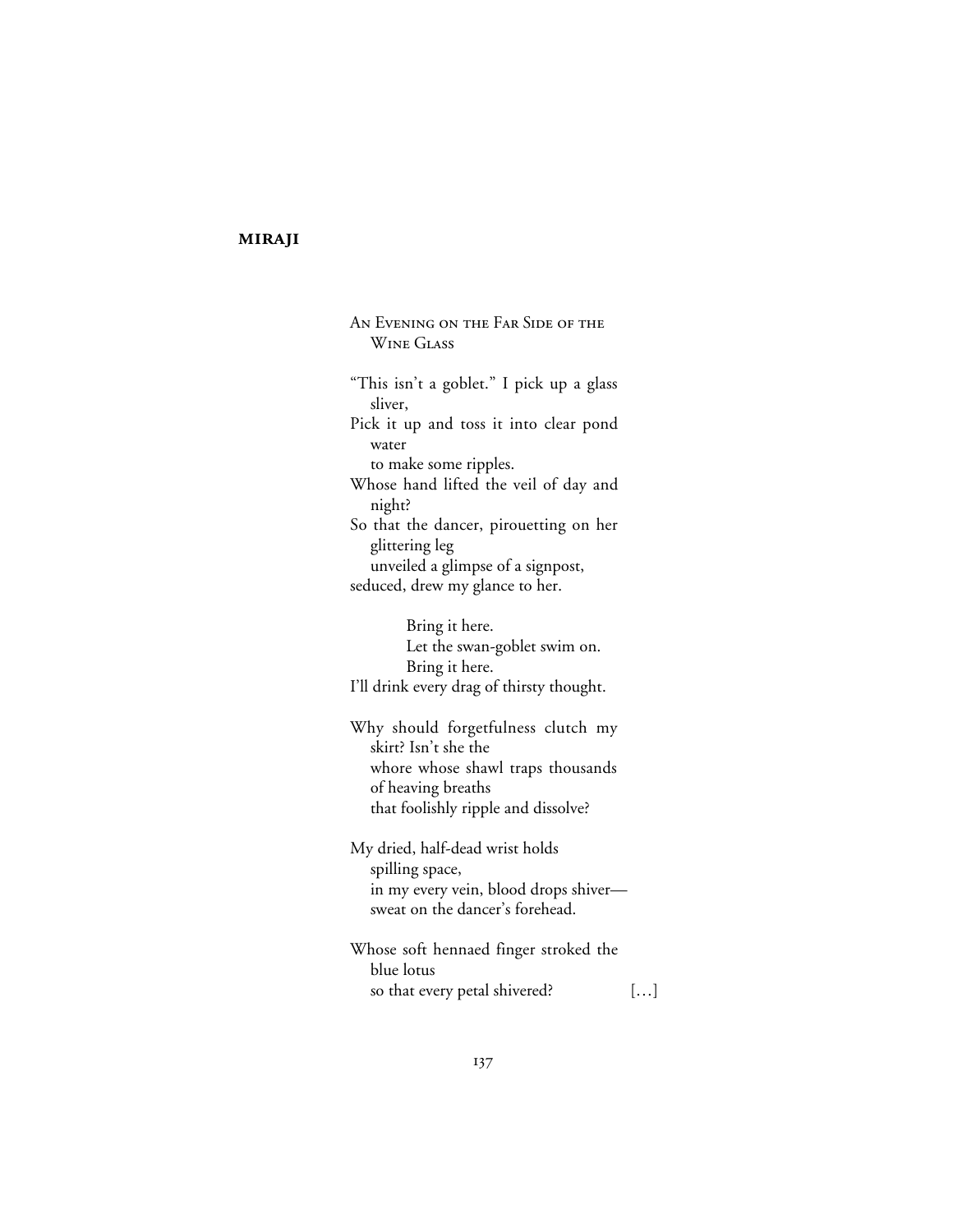**MIRAJI**

## An Evening on the Far Side of the Wine Glass

"This isn't a goblet." I pick up a glass sliver,
Pick it up and toss it into clear pond water
to make some ripples.
Whose hand lifted the veil of day and night?
So that the dancer, pirouetting on her glittering leg
unveiled a glimpse of a signpost,
seduced, drew my glance to her.

Bring it here.
Let the swan-goblet swim on.
Bring it here.
I'll drink every drag of thirsty thought.

Why should forgetfulness clutch my skirt? Isn't she the
whore whose shawl traps thousands of heaving breaths
that foolishly ripple and dissolve?

My dried, half-dead wrist holds
spilling space,
in my every vein, blood drops shiver—
sweat on the dancer's forehead.

Whose soft hennaed finger stroked the blue lotus
so that every petal shivered? […]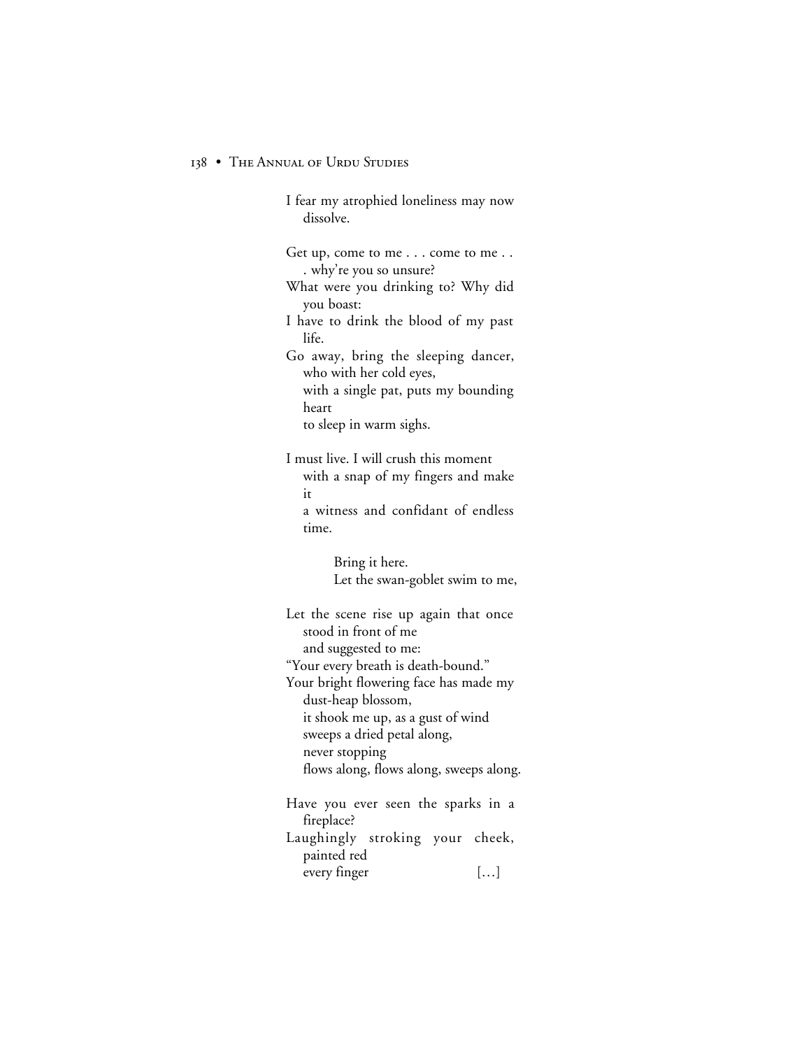I fear my atrophied loneliness may now dissolve.

Get up, come to me . . . come to me . . . why're you so unsure?
What were you drinking to? Why did you boast:
I have to drink the blood of my past life.
Go away, bring the sleeping dancer, who with her cold eyes,
with a single pat, puts my bounding heart
to sleep in warm sighs.

I must live. I will crush this moment
with a snap of my fingers and make it
a witness and confidant of endless time.

Bring it here.
Let the swan-goblet swim to me,

Let the scene rise up again that once stood in front of me
and suggested to me:
"Your every breath is death-bound."
Your bright flowering face has made my dust-heap blossom,
it shook me up, as a gust of wind
sweeps a dried petal along,
never stopping
flows along, flows along, sweeps along.

Have you ever seen the sparks in a fireplace?
Laughingly stroking your cheek, painted red
every finger […]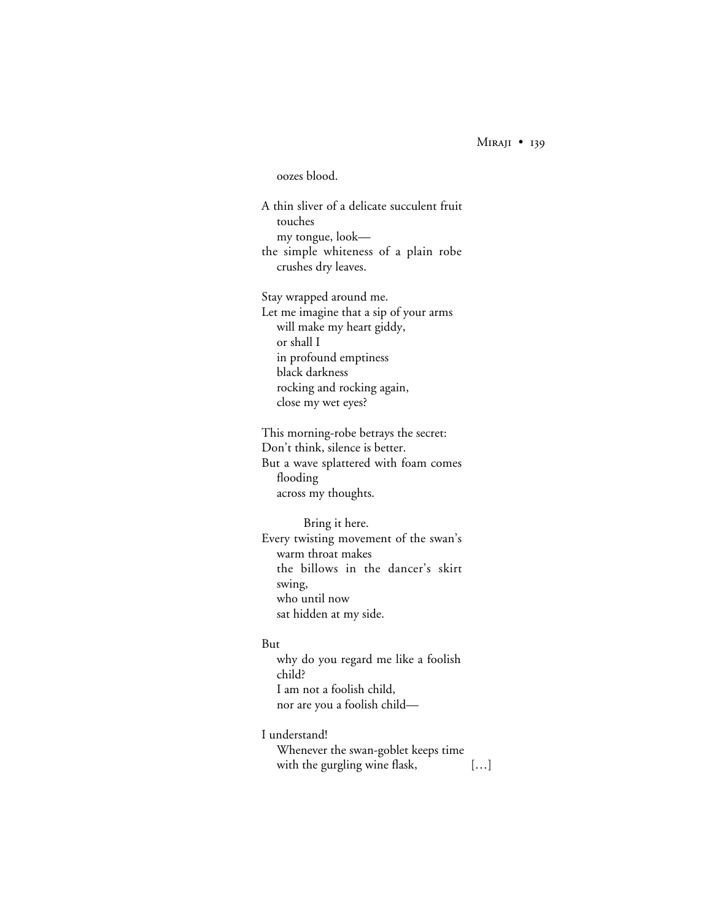oozes blood.

A thin sliver of a delicate succulent fruit  
  touches  
  my tongue, look—  
the simple whiteness of a plain robe  
  crushes dry leaves.

Stay wrapped around me.  
Let me imagine that a sip of your arms  
  will make my heart giddy,  
  or shall I  
  in profound emptiness  
  black darkness  
  rocking and rocking again,  
  close my wet eyes?

This morning-robe betrays the secret:  
Don't think, silence is better.  
But a wave splattered with foam comes  
  flooding  
  across my thoughts.

    Bring it here.  
Every twisting movement of the swan's  
  warm throat makes  
  the billows in the dancer's skirt  
  swing,  
  who until now  
  sat hidden at my side.

But  
  why do you regard me like a foolish  
  child?  
  I am not a foolish child,  
  nor are you a foolish child—

I understand!  
  Whenever the swan-goblet keeps time  
  with the gurgling wine flask,        […]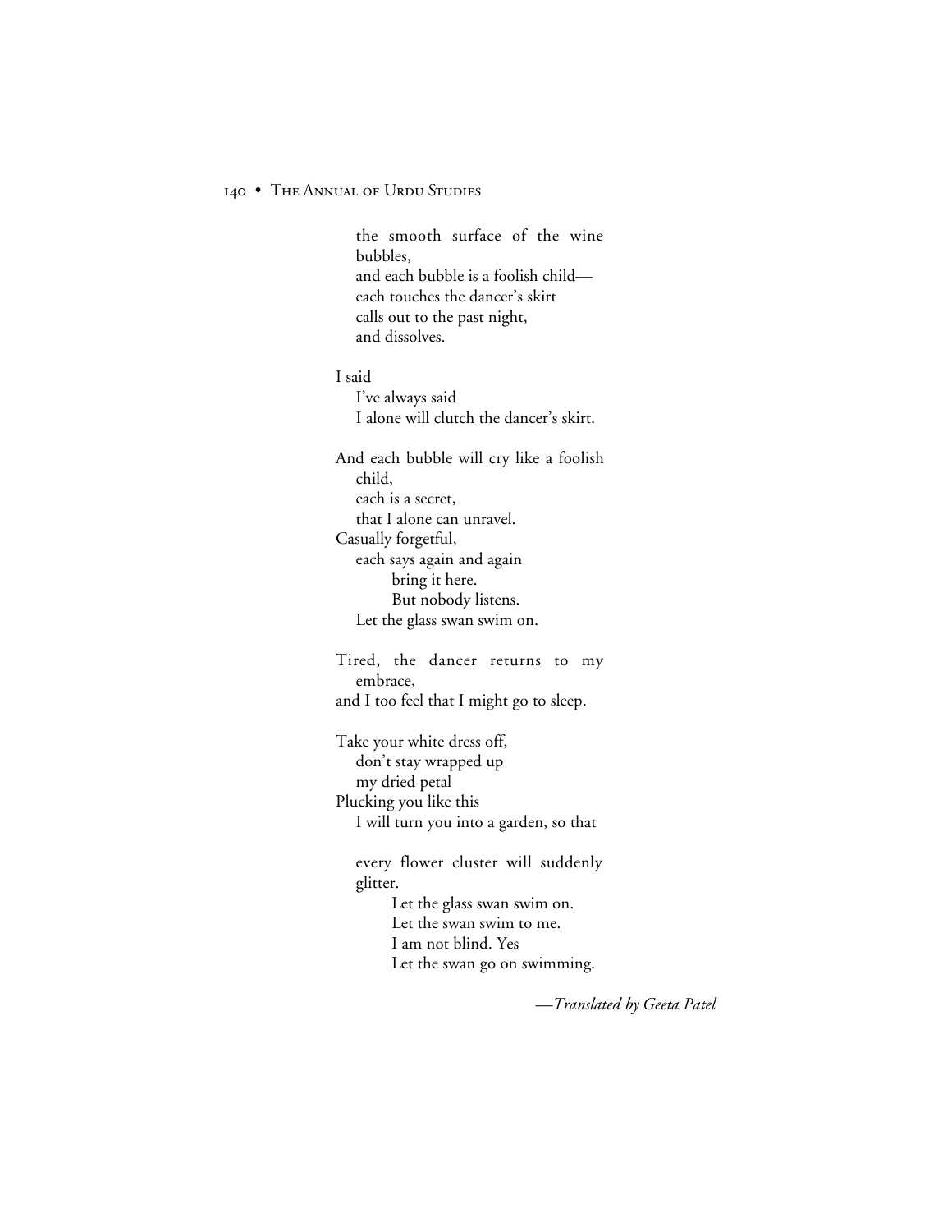the smooth surface of the wine bubbles,
and each bubble is a foolish child—
each touches the dancer's skirt
calls out to the past night,
and dissolves.

I said
I've always said
I alone will clutch the dancer's skirt.

And each bubble will cry like a foolish child,
each is a secret,
that I alone can unravel.
Casually forgetful,
each says again and again
bring it here.
But nobody listens.
Let the glass swan swim on.

Tired, the dancer returns to my embrace,
and I too feel that I might go to sleep.

Take your white dress off,
don't stay wrapped up
my dried petal
Plucking you like this
I will turn you into a garden, so that

every flower cluster will suddenly glitter.
Let the glass swan swim on.
Let the swan swim to me.
I am not blind. Yes
Let the swan go on swimming.

—*Translated by Geeta Patel*